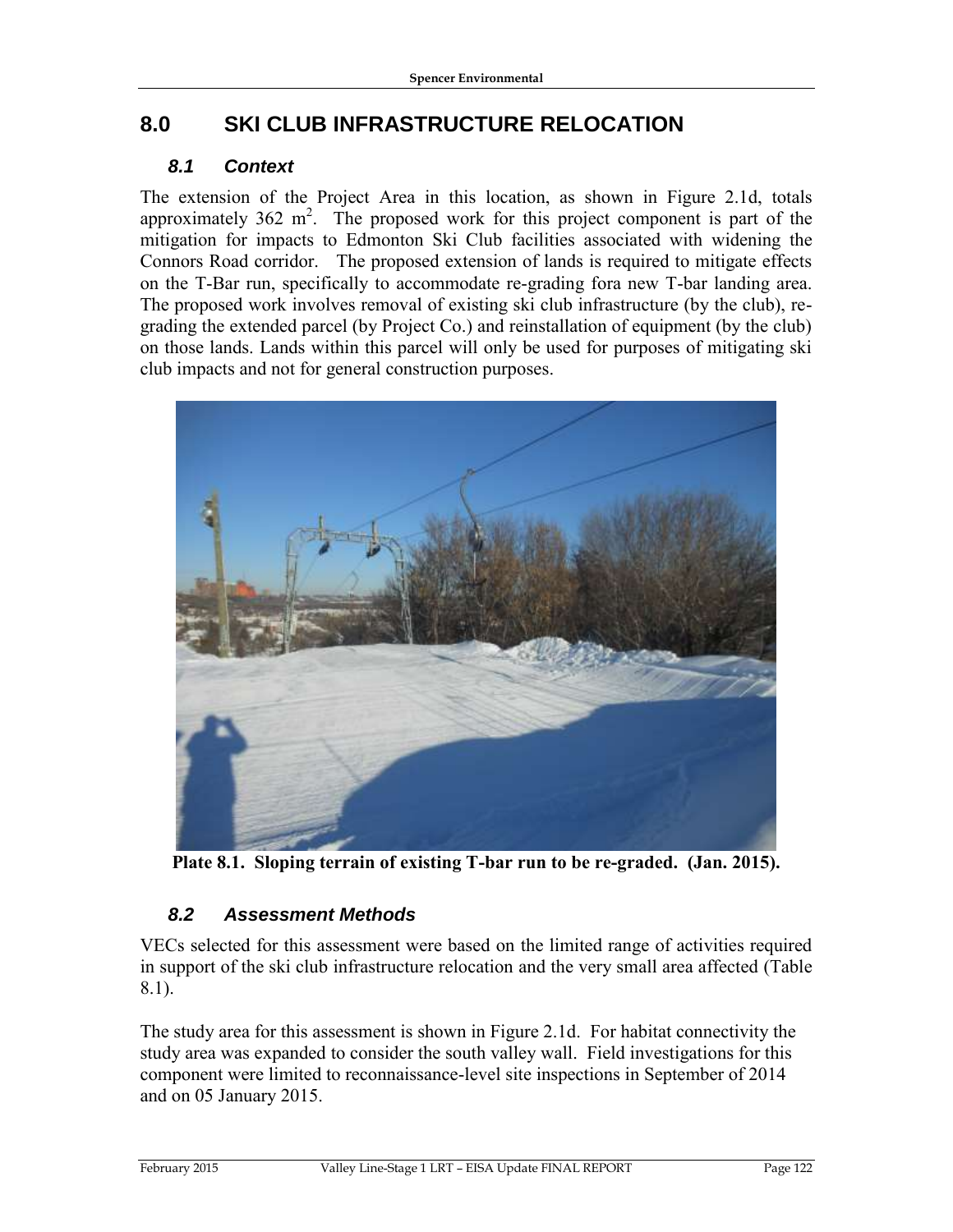# 8.0 SKI CLUB INFRASTRUCTURE RELOCATION

## 8.1 Context

The extension of the Project Area in this location, as shown in Figure 2.1d, totals approximately 362 $m^2$. The proposed work for this project component is part of the mitigation for impacts to Edmonton Ski Club facilities associated with widening the Connors Road corridor. The proposed extension of lands is required to mitigate effects on the T-Bar run, specifically to accommodate re-grading fora new T-bar landing area. The proposed work involves removal of existing ski club infrastructure (by the club), re-grading the extended parcel (by Project Co.) and reinstallation of equipment (by the club) on those lands. Lands within this parcel will only be used for purposes of mitigating ski club impacts and not for general construction purposes.

**Plate 8.1. Sloping terrain of existing T-bar run to be re-graded. (Jan. 2015).**

## 8.2 Assessment Methods

VECs selected for this assessment were based on the limited range of activities required in support of the ski club infrastructure relocation and the very small area affected (Table 8.1).

The study area for this assessment is shown in Figure 2.1d. For habitat connectivity the study area was expanded to consider the south valley wall. Field investigations for this component were limited to reconnaissance-level site inspections in September of 2014 and on 05 January 2015.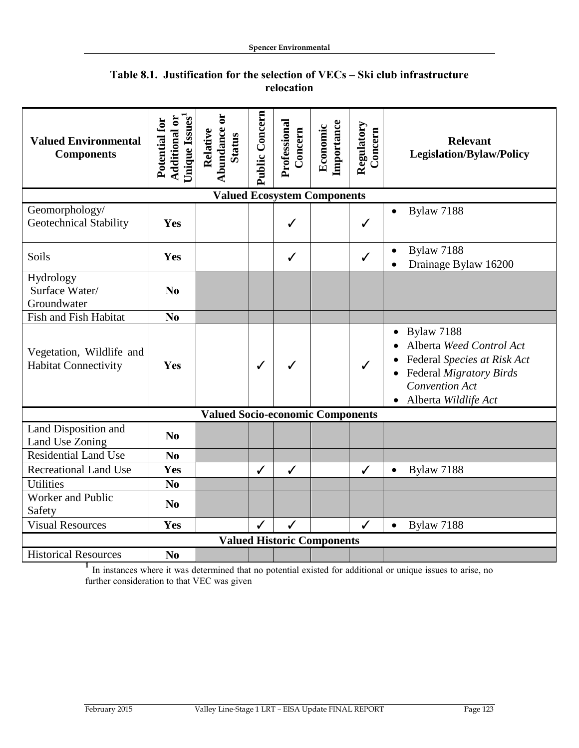**Table 8.1. Justification for the selection of VECs – Ski club infrastructure relocation**

| Valued Environmental Components | Potential for Additional or Unique Issues[1] | Relative Abundance or Status | Public Concern | Professional Concern | Economic Importance | Regulatory Concern | Relevant Legislation/Bylaw/Policy |
|---|---|---|---|---|---|---|---|
| **Valued Ecosystem Components** | | | | | | | |
| Geomorphology/ Geotechnical Stability | **Yes** | | | ✓ | | ✓ | • Bylaw 7188 |
| Soils | **Yes** | | | ✓ | | ✓ | • Bylaw 7188<br>• Drainage Bylaw 16200 |
| Hydrology Surface Water/ Groundwater | **No** | | | | | | |
| Fish and Fish Habitat | **No** | | | | | | |
| Vegetation, Wildlife and Habitat Connectivity | **Yes** | | ✓ | ✓ | | ✓ | • Bylaw 7188<br>• Alberta *Weed Control Act*<br>• Federal *Species at Risk Act*<br>• Federal *Migratory Birds Convention Act*<br>• Alberta *Wildlife Act* |
| **Valued Socio-economic Components** | | | | | | | |
| Land Disposition and Land Use Zoning | **No** | | | | | | |
| Residential Land Use | **No** | | | | | | |
| Recreational Land Use | **Yes** | | ✓ | ✓ | | ✓ | • Bylaw 7188 |
| Utilities | **No** | | | | | | |
| Worker and Public Safety | **No** | | | | | | |
| Visual Resources | **Yes** | | ✓ | ✓ | | ✓ | • Bylaw 7188 |
| **Valued Historic Components** | | | | | | | |
| Historical Resources | **No** | | | | | | |

[1] In instances where it was determined that no potential existed for additional or unique issues to arise, no further consideration to that VEC was given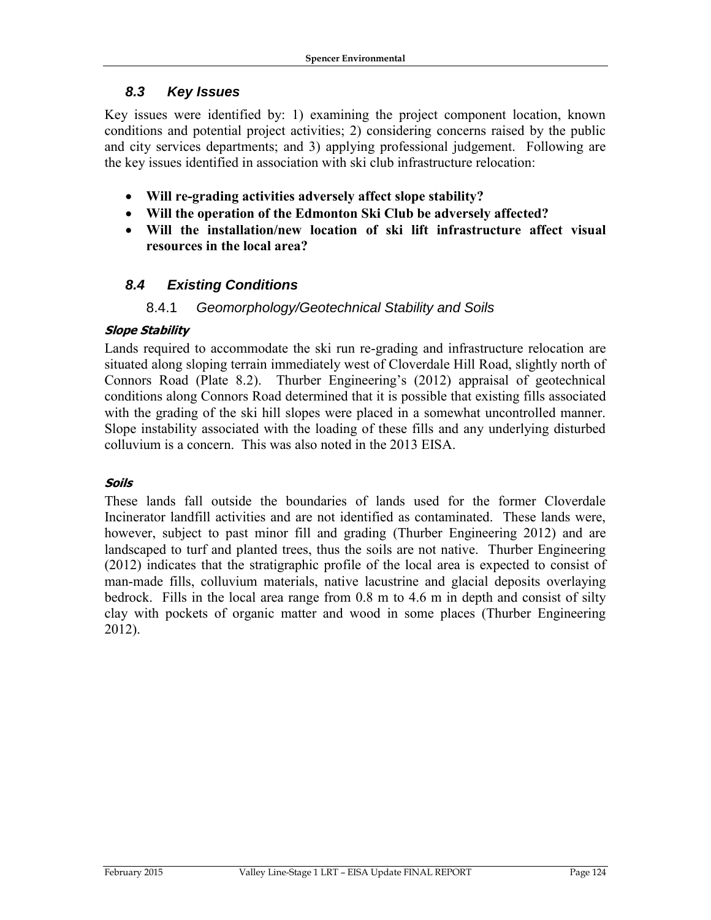## 8.3 Key Issues

Key issues were identified by: 1) examining the project component location, known conditions and potential project activities; 2) considering concerns raised by the public and city services departments; and 3) applying professional judgement. Following are the key issues identified in association with ski club infrastructure relocation:

- **Will re-grading activities adversely affect slope stability?**
- **Will the operation of the Edmonton Ski Club be adversely affected?**
- **Will the installation/new location of ski lift infrastructure affect visual resources in the local area?**

## 8.4 Existing Conditions

### 8.4.1 *Geomorphology/Geotechnical Stability and Soils*

#### *Slope Stability*

Lands required to accommodate the ski run re-grading and infrastructure relocation are situated along sloping terrain immediately west of Cloverdale Hill Road, slightly north of Connors Road (Plate 8.2). Thurber Engineering's (2012) appraisal of geotechnical conditions along Connors Road determined that it is possible that existing fills associated with the grading of the ski hill slopes were placed in a somewhat uncontrolled manner. Slope instability associated with the loading of these fills and any underlying disturbed colluvium is a concern. This was also noted in the 2013 EISA.

#### *Soils*

These lands fall outside the boundaries of lands used for the former Cloverdale Incinerator landfill activities and are not identified as contaminated. These lands were, however, subject to past minor fill and grading (Thurber Engineering 2012) and are landscaped to turf and planted trees, thus the soils are not native. Thurber Engineering (2012) indicates that the stratigraphic profile of the local area is expected to consist of man-made fills, colluvium materials, native lacustrine and glacial deposits overlaying bedrock. Fills in the local area range from 0.8 m to 4.6 m in depth and consist of silty clay with pockets of organic matter and wood in some places (Thurber Engineering 2012).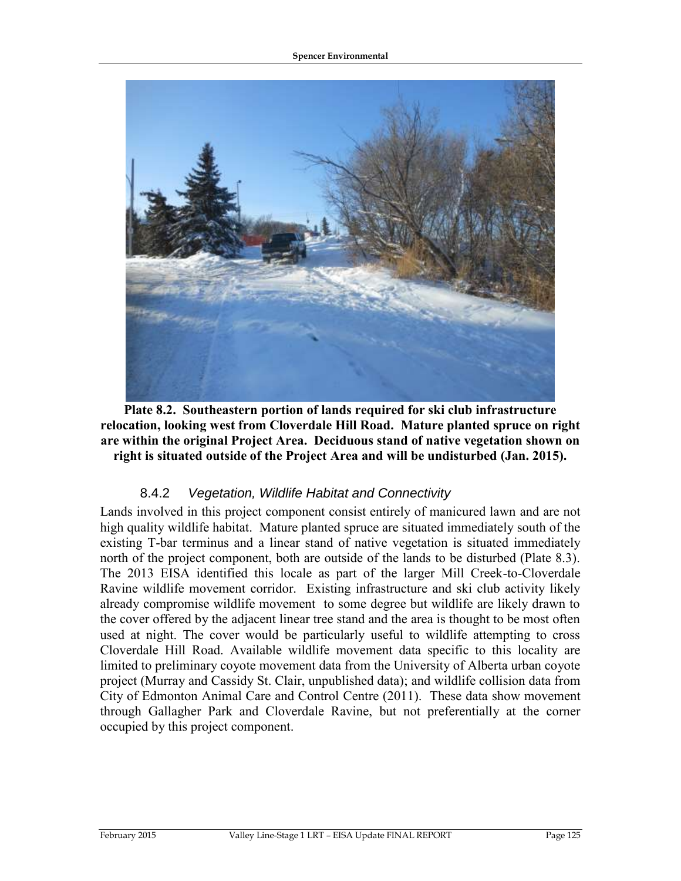**Plate 8.2. Southeastern portion of lands required for ski club infrastructure relocation, looking west from Cloverdale Hill Road. Mature planted spruce on right are within the original Project Area. Deciduous stand of native vegetation shown on right is situated outside of the Project Area and will be undisturbed (Jan. 2015).**

### 8.4.2 *Vegetation, Wildlife Habitat and Connectivity*

Lands involved in this project component consist entirely of manicured lawn and are not high quality wildlife habitat. Mature planted spruce are situated immediately south of the existing T-bar terminus and a linear stand of native vegetation is situated immediately north of the project component, both are outside of the lands to be disturbed (Plate 8.3). The 2013 EISA identified this locale as part of the larger Mill Creek-to-Cloverdale Ravine wildlife movement corridor. Existing infrastructure and ski club activity likely already compromise wildlife movement to some degree but wildlife are likely drawn to the cover offered by the adjacent linear tree stand and the area is thought to be most often used at night. The cover would be particularly useful to wildlife attempting to cross Cloverdale Hill Road. Available wildlife movement data specific to this locality are limited to preliminary coyote movement data from the University of Alberta urban coyote project (Murray and Cassidy St. Clair, unpublished data); and wildlife collision data from City of Edmonton Animal Care and Control Centre (2011). These data show movement through Gallagher Park and Cloverdale Ravine, but not preferentially at the corner occupied by this project component.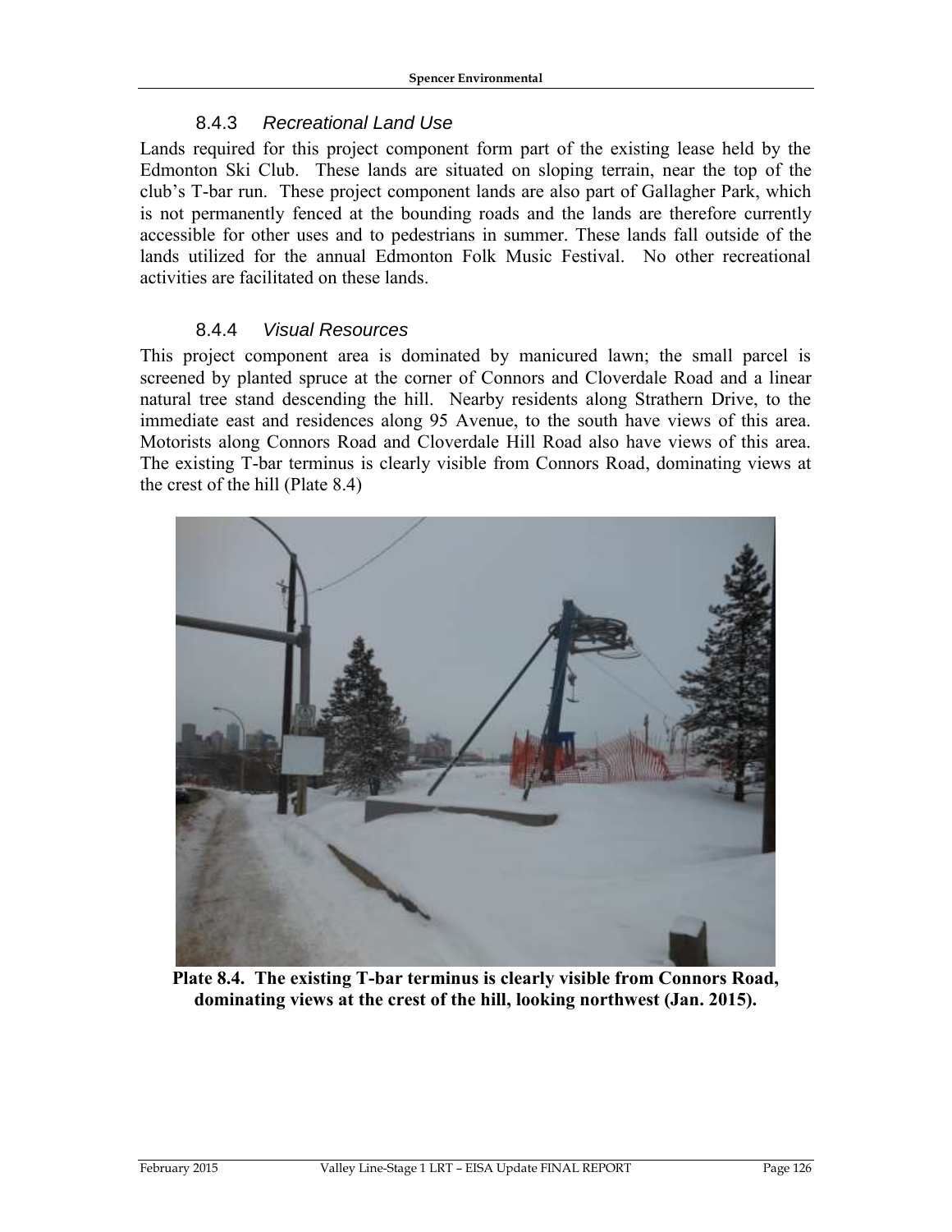### 8.4.3 *Recreational Land Use*

Lands required for this project component form part of the existing lease held by the Edmonton Ski Club. These lands are situated on sloping terrain, near the top of the club's T-bar run. These project component lands are also part of Gallagher Park, which is not permanently fenced at the bounding roads and the lands are therefore currently accessible for other uses and to pedestrians in summer. These lands fall outside of the lands utilized for the annual Edmonton Folk Music Festival. No other recreational activities are facilitated on these lands.

### 8.4.4 *Visual Resources*

This project component area is dominated by manicured lawn; the small parcel is screened by planted spruce at the corner of Connors and Cloverdale Road and a linear natural tree stand descending the hill. Nearby residents along Strathern Drive, to the immediate east and residences along 95 Avenue, to the south have views of this area. Motorists along Connors Road and Cloverdale Hill Road also have views of this area. The existing T-bar terminus is clearly visible from Connors Road, dominating views at the crest of the hill (Plate 8.4)

**Plate 8.4. The existing T-bar terminus is clearly visible from Connors Road, dominating views at the crest of the hill, looking northwest (Jan. 2015).**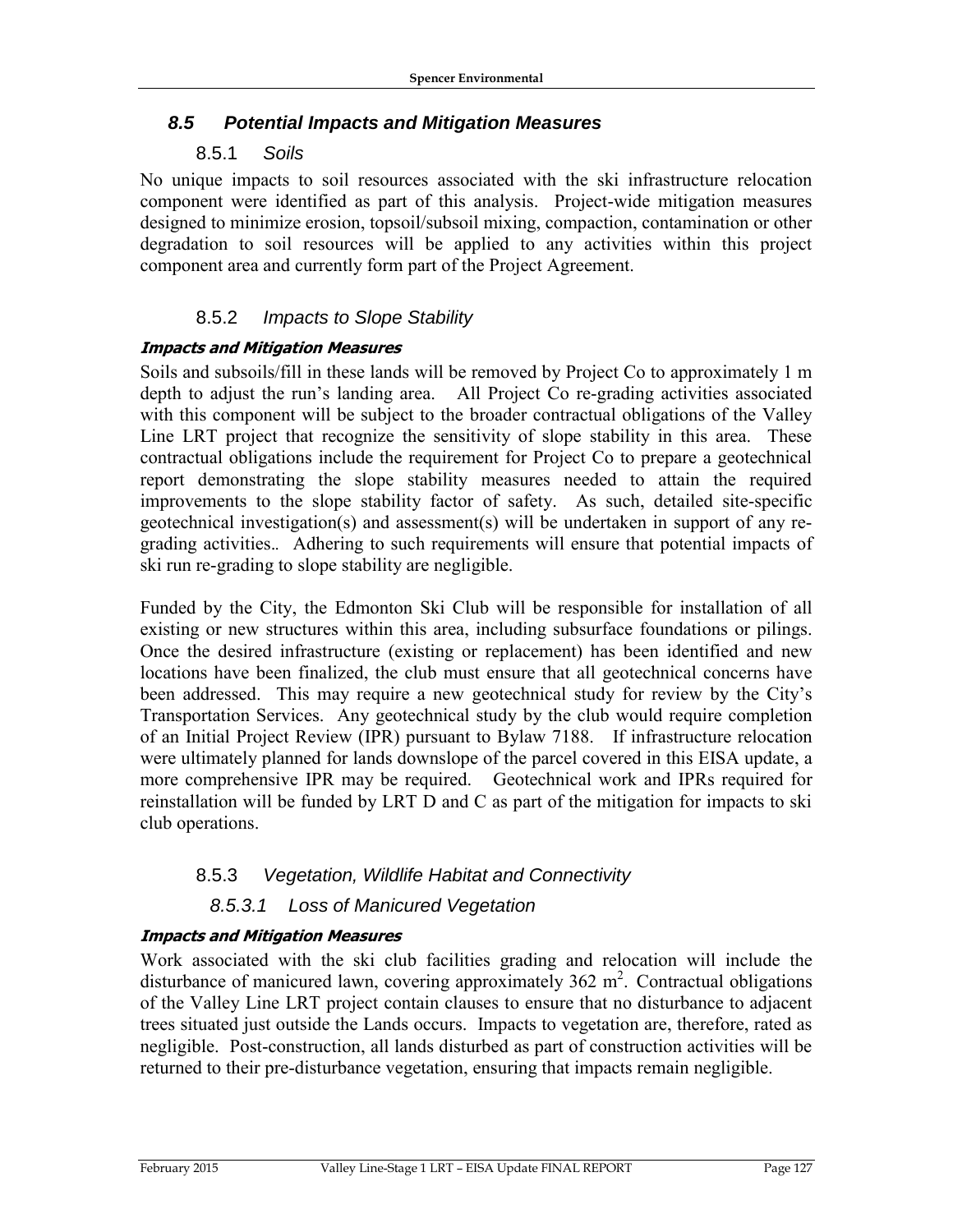## 8.5 Potential Impacts and Mitigation Measures

### 8.5.1 *Soils*

No unique impacts to soil resources associated with the ski infrastructure relocation component were identified as part of this analysis. Project-wide mitigation measures designed to minimize erosion, topsoil/subsoil mixing, compaction, contamination or other degradation to soil resources will be applied to any activities within this project component area and currently form part of the Project Agreement.

### 8.5.2 *Impacts to Slope Stability*

**Impacts and Mitigation Measures**

Soils and subsoils/fill in these lands will be removed by Project Co to approximately 1 m depth to adjust the run's landing area. All Project Co re-grading activities associated with this component will be subject to the broader contractual obligations of the Valley Line LRT project that recognize the sensitivity of slope stability in this area. These contractual obligations include the requirement for Project Co to prepare a geotechnical report demonstrating the slope stability measures needed to attain the required improvements to the slope stability factor of safety. As such, detailed site-specific geotechnical investigation(s) and assessment(s) will be undertaken in support of any re-grading activities.. Adhering to such requirements will ensure that potential impacts of ski run re-grading to slope stability are negligible.

Funded by the City, the Edmonton Ski Club will be responsible for installation of all existing or new structures within this area, including subsurface foundations or pilings. Once the desired infrastructure (existing or replacement) has been identified and new locations have been finalized, the club must ensure that all geotechnical concerns have been addressed. This may require a new geotechnical study for review by the City's Transportation Services. Any geotechnical study by the club would require completion of an Initial Project Review (IPR) pursuant to Bylaw 7188. If infrastructure relocation were ultimately planned for lands downslope of the parcel covered in this EISA update, a more comprehensive IPR may be required. Geotechnical work and IPRs required for reinstallation will be funded by LRT D and C as part of the mitigation for impacts to ski club operations.

### 8.5.3 *Vegetation, Wildlife Habitat and Connectivity*

#### 8.5.3.1 *Loss of Manicured Vegetation*

**Impacts and Mitigation Measures**

Work associated with the ski club facilities grading and relocation will include the disturbance of manicured lawn, covering approximately 362 $m^2$. Contractual obligations of the Valley Line LRT project contain clauses to ensure that no disturbance to adjacent trees situated just outside the Lands occurs. Impacts to vegetation are, therefore, rated as negligible. Post-construction, all lands disturbed as part of construction activities will be returned to their pre-disturbance vegetation, ensuring that impacts remain negligible.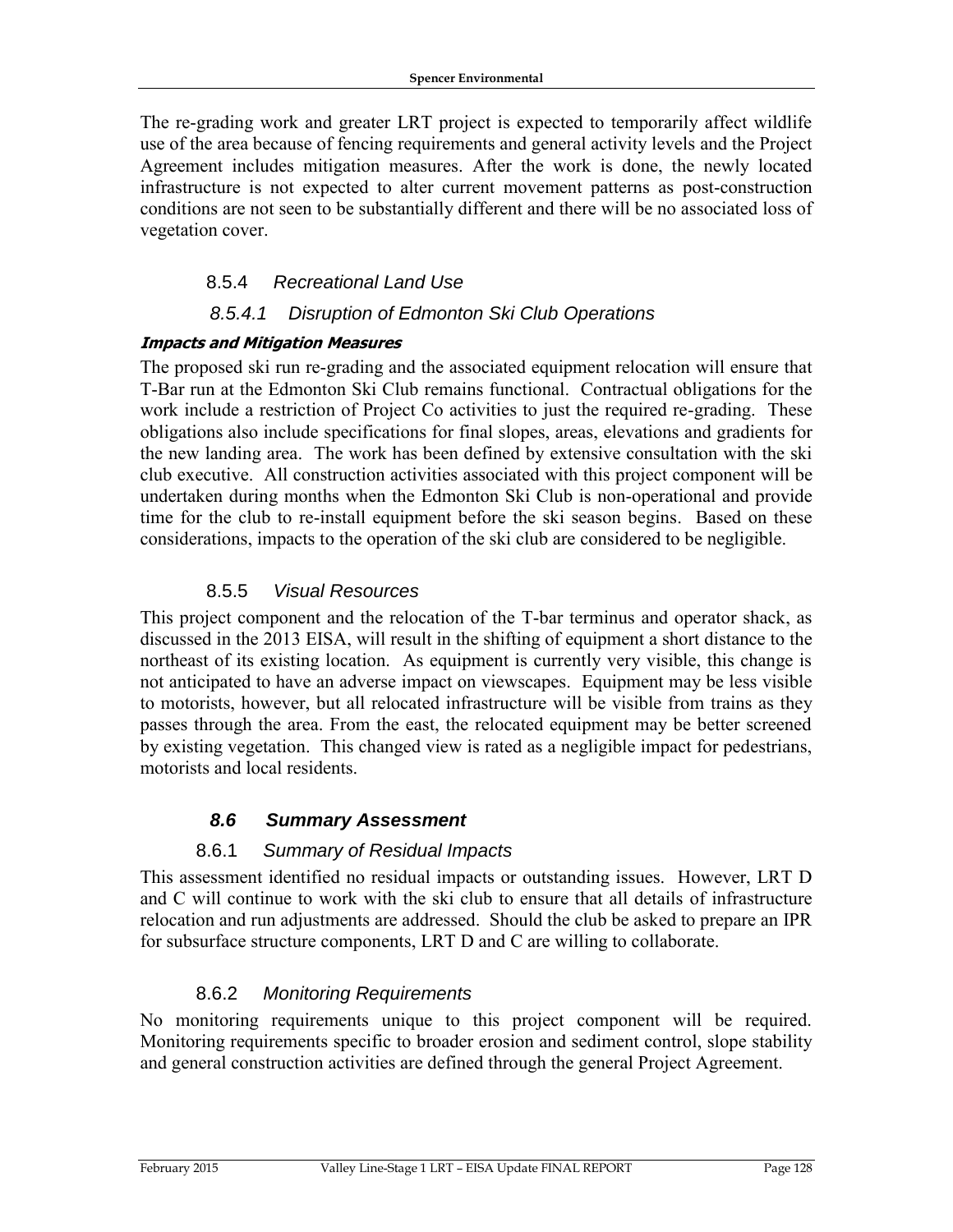The re-grading work and greater LRT project is expected to temporarily affect wildlife use of the area because of fencing requirements and general activity levels and the Project Agreement includes mitigation measures. After the work is done, the newly located infrastructure is not expected to alter current movement patterns as post-construction conditions are not seen to be substantially different and there will be no associated loss of vegetation cover.

### 8.5.4 *Recreational Land Use*

#### *8.5.4.1 Disruption of Edmonton Ski Club Operations*

***Impacts and Mitigation Measures***

The proposed ski run re-grading and the associated equipment relocation will ensure that T-Bar run at the Edmonton Ski Club remains functional. Contractual obligations for the work include a restriction of Project Co activities to just the required re-grading. These obligations also include specifications for final slopes, areas, elevations and gradients for the new landing area. The work has been defined by extensive consultation with the ski club executive. All construction activities associated with this project component will be undertaken during months when the Edmonton Ski Club is non-operational and provide time for the club to re-install equipment before the ski season begins. Based on these considerations, impacts to the operation of the ski club are considered to be negligible.

### 8.5.5 *Visual Resources*

This project component and the relocation of the T-bar terminus and operator shack, as discussed in the 2013 EISA, will result in the shifting of equipment a short distance to the northeast of its existing location. As equipment is currently very visible, this change is not anticipated to have an adverse impact on viewscapes. Equipment may be less visible to motorists, however, but all relocated infrastructure will be visible from trains as they passes through the area. From the east, the relocated equipment may be better screened by existing vegetation. This changed view is rated as a negligible impact for pedestrians, motorists and local residents.

## *8.6 Summary Assessment*

### 8.6.1 *Summary of Residual Impacts*

This assessment identified no residual impacts or outstanding issues. However, LRT D and C will continue to work with the ski club to ensure that all details of infrastructure relocation and run adjustments are addressed. Should the club be asked to prepare an IPR for subsurface structure components, LRT D and C are willing to collaborate.

### 8.6.2 *Monitoring Requirements*

No monitoring requirements unique to this project component will be required. Monitoring requirements specific to broader erosion and sediment control, slope stability and general construction activities are defined through the general Project Agreement.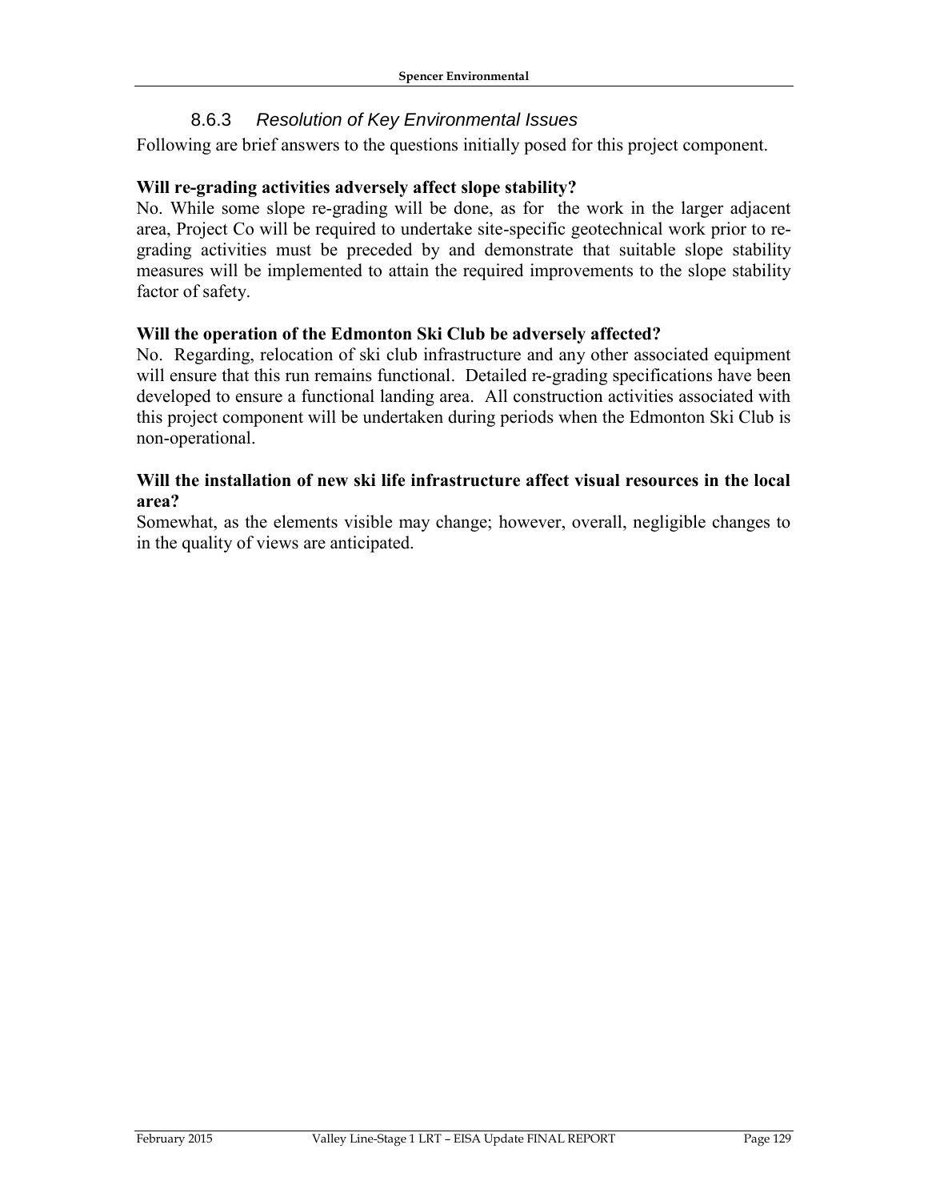### 8.6.3 *Resolution of Key Environmental Issues*

Following are brief answers to the questions initially posed for this project component.

**Will re-grading activities adversely affect slope stability?**

No. While some slope re-grading will be done, as for the work in the larger adjacent area, Project Co will be required to undertake site-specific geotechnical work prior to re-grading activities must be preceded by and demonstrate that suitable slope stability measures will be implemented to attain the required improvements to the slope stability factor of safety.

**Will the operation of the Edmonton Ski Club be adversely affected?**

No. Regarding, relocation of ski club infrastructure and any other associated equipment will ensure that this run remains functional. Detailed re-grading specifications have been developed to ensure a functional landing area. All construction activities associated with this project component will be undertaken during periods when the Edmonton Ski Club is non-operational.

**Will the installation of new ski life infrastructure affect visual resources in the local area?**

Somewhat, as the elements visible may change; however, overall, negligible changes to in the quality of views are anticipated.